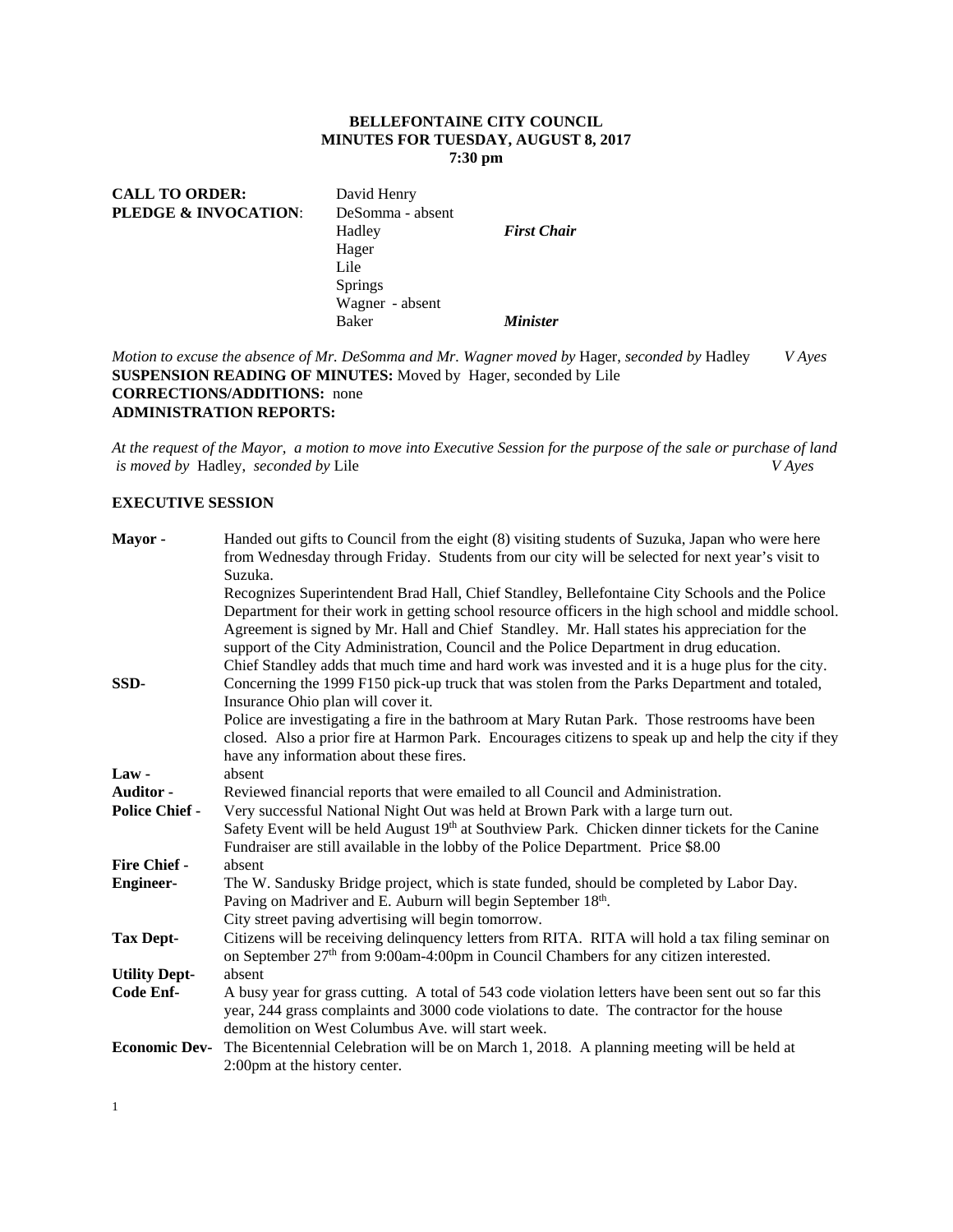**BELLEFONTAINE CITY COUNCIL**
**MINUTES FOR TUESDAY, AUGUST 8, 2017**
**7:30 pm**

| | | |
|---|---|---|
| **CALL TO ORDER:** | David Henry | |
| **PLEDGE & INVOCATION**: | DeSomma - absent | |
| | Hadley | ***First Chair*** |
| | Hager | |
| | Lile | |
| | Springs | |
| | Wagner - absent | |
| | Baker | ***Minister*** |

*Motion to excuse the absence of Mr. DeSomma and Mr. Wagner moved by* Hager, *seconded by* Hadley *V Ayes*
**SUSPENSION READING OF MINUTES:** Moved by Hager, seconded by Lile
**CORRECTIONS/ADDITIONS:** none
**ADMINISTRATION REPORTS:**

*At the request of the Mayor, a motion to move into Executive Session for the purpose of the sale or purchase of land is moved by* Hadley, *seconded by* Lile *V Ayes*

**EXECUTIVE SESSION**

**Mayor -** Handed out gifts to Council from the eight (8) visiting students of Suzuka, Japan who were here from Wednesday through Friday. Students from our city will be selected for next year's visit to Suzuka.
Recognizes Superintendent Brad Hall, Chief Standley, Bellefontaine City Schools and the Police Department for their work in getting school resource officers in the high school and middle school. Agreement is signed by Mr. Hall and Chief Standley. Mr. Hall states his appreciation for the support of the City Administration, Council and the Police Department in drug education. Chief Standley adds that much time and hard work was invested and it is a huge plus for the city.

**SSD-** Concerning the 1999 F150 pick-up truck that was stolen from the Parks Department and totaled, Insurance Ohio plan will cover it.
Police are investigating a fire in the bathroom at Mary Rutan Park. Those restrooms have been closed. Also a prior fire at Harmon Park. Encourages citizens to speak up and help the city if they have any information about these fires.

**Law -** absent

**Auditor -** Reviewed financial reports that were emailed to all Council and Administration.

**Police Chief -** Very successful National Night Out was held at Brown Park with a large turn out.
Safety Event will be held August 19th at Southview Park. Chicken dinner tickets for the Canine Fundraiser are still available in the lobby of the Police Department. Price $8.00

**Fire Chief -** absent

**Engineer-** The W. Sandusky Bridge project, which is state funded, should be completed by Labor Day.
Paving on Madriver and E. Auburn will begin September 18th.
City street paving advertising will begin tomorrow.

**Tax Dept-** Citizens will be receiving delinquency letters from RITA. RITA will hold a tax filing seminar on on September 27th from 9:00am-4:00pm in Council Chambers for any citizen interested.

**Utility Dept-** absent

**Code Enf-** A busy year for grass cutting. A total of 543 code violation letters have been sent out so far this year, 244 grass complaints and 3000 code violations to date. The contractor for the house demolition on West Columbus Ave. will start week.

**Economic Dev-** The Bicentennial Celebration will be on March 1, 2018. A planning meeting will be held at 2:00pm at the history center.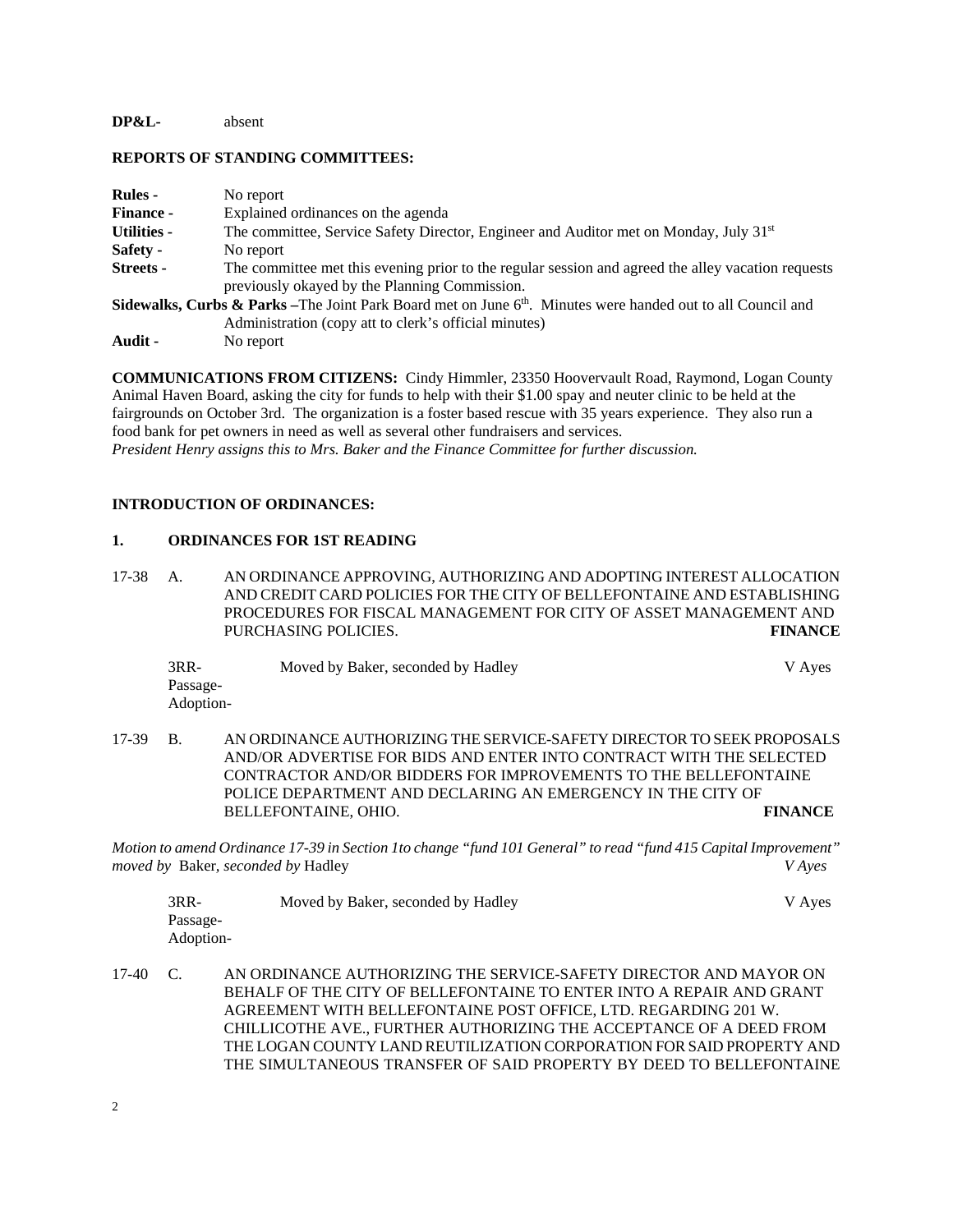**DP&L-** absent

**REPORTS OF STANDING COMMITTEES:**

**Rules -** No report

**Finance -** Explained ordinances on the agenda

**Utilities -** The committee, Service Safety Director, Engineer and Auditor met on Monday, July 31st

**Safety -** No report

**Streets -** The committee met this evening prior to the regular session and agreed the alley vacation requests previously okayed by the Planning Commission.

**Sidewalks, Curbs & Parks –**The Joint Park Board met on June 6th. Minutes were handed out to all Council and Administration (copy att to clerk's official minutes)

**Audit -** No report

**COMMUNICATIONS FROM CITIZENS:** Cindy Himmler, 23350 Hoovervault Road, Raymond, Logan County Animal Haven Board, asking the city for funds to help with their $1.00 spay and neuter clinic to be held at the fairgrounds on October 3rd. The organization is a foster based rescue with 35 years experience. They also run a food bank for pet owners in need as well as several other fundraisers and services.
*President Henry assigns this to Mrs. Baker and the Finance Committee for further discussion.*

**INTRODUCTION OF ORDINANCES:**

**1. ORDINANCES FOR 1ST READING**

17-38 A. AN ORDINANCE APPROVING, AUTHORIZING AND ADOPTING INTEREST ALLOCATION AND CREDIT CARD POLICIES FOR THE CITY OF BELLEFONTAINE AND ESTABLISHING PROCEDURES FOR FISCAL MANAGEMENT FOR CITY OF ASSET MANAGEMENT AND PURCHASING POLICIES. **FINANCE**

3RR- Moved by Baker, seconded by Hadley V Ayes
Passage-
Adoption-

17-39 B. AN ORDINANCE AUTHORIZING THE SERVICE-SAFETY DIRECTOR TO SEEK PROPOSALS AND/OR ADVERTISE FOR BIDS AND ENTER INTO CONTRACT WITH THE SELECTED CONTRACTOR AND/OR BIDDERS FOR IMPROVEMENTS TO THE BELLEFONTAINE POLICE DEPARTMENT AND DECLARING AN EMERGENCY IN THE CITY OF BELLEFONTAINE, OHIO. **FINANCE**

*Motion to amend Ordinance 17-39 in Section 1to change "fund 101 General" to read "fund 415 Capital Improvement" moved by* Baker, *seconded by* Hadley *V Ayes*

3RR- Moved by Baker, seconded by Hadley V Ayes
Passage-
Adoption-

17-40 C. AN ORDINANCE AUTHORIZING THE SERVICE-SAFETY DIRECTOR AND MAYOR ON BEHALF OF THE CITY OF BELLEFONTAINE TO ENTER INTO A REPAIR AND GRANT AGREEMENT WITH BELLEFONTAINE POST OFFICE, LTD. REGARDING 201 W. CHILLICOTHE AVE., FURTHER AUTHORIZING THE ACCEPTANCE OF A DEED FROM THE LOGAN COUNTY LAND REUTILIZATION CORPORATION FOR SAID PROPERTY AND THE SIMULTANEOUS TRANSFER OF SAID PROPERTY BY DEED TO BELLEFONTAINE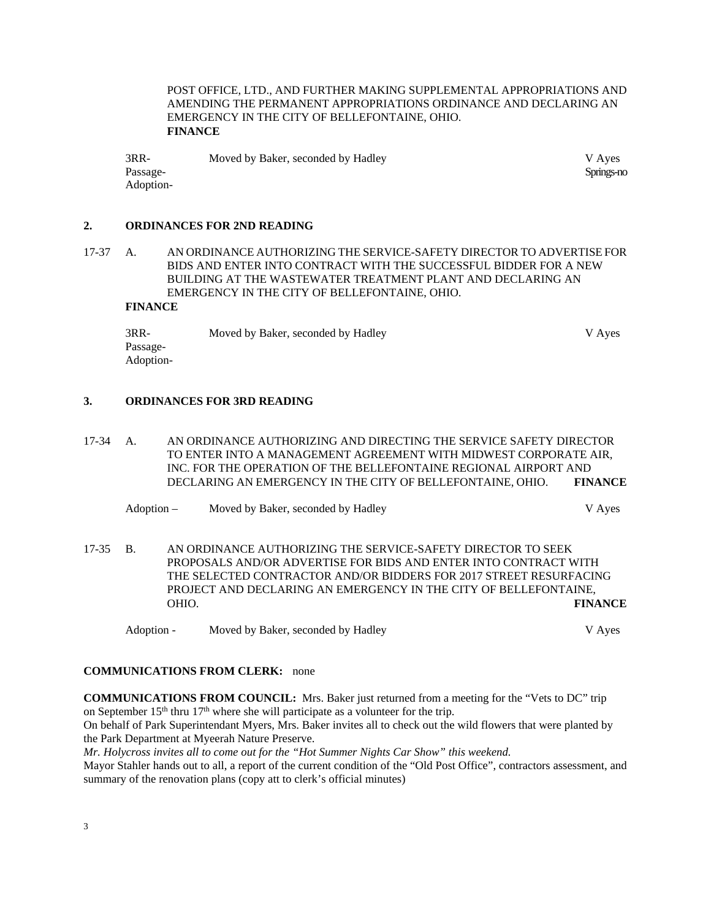POST OFFICE, LTD., AND FURTHER MAKING SUPPLEMENTAL APPROPRIATIONS AND AMENDING THE PERMANENT APPROPRIATIONS ORDINANCE AND DECLARING AN EMERGENCY IN THE CITY OF BELLEFONTAINE, OHIO.
**FINANCE**

| | | |
|---|---|---|
| 3RR- | Moved by Baker, seconded by Hadley | V Ayes |
| Passage- | | Springs-no |
| Adoption- | | |

**2. ORDINANCES FOR 2ND READING**

17-37 A. AN ORDINANCE AUTHORIZING THE SERVICE-SAFETY DIRECTOR TO ADVERTISE FOR BIDS AND ENTER INTO CONTRACT WITH THE SUCCESSFUL BIDDER FOR A NEW BUILDING AT THE WASTEWATER TREATMENT PLANT AND DECLARING AN EMERGENCY IN THE CITY OF BELLEFONTAINE, OHIO.
**FINANCE**

| | | |
|---|---|---|
| 3RR- | Moved by Baker, seconded by Hadley | V Ayes |
| Passage- | | |
| Adoption- | | |

**3. ORDINANCES FOR 3RD READING**

17-34 A. AN ORDINANCE AUTHORIZING AND DIRECTING THE SERVICE SAFETY DIRECTOR TO ENTER INTO A MANAGEMENT AGREEMENT WITH MIDWEST CORPORATE AIR, INC. FOR THE OPERATION OF THE BELLEFONTAINE REGIONAL AIRPORT AND DECLARING AN EMERGENCY IN THE CITY OF BELLEFONTAINE, OHIO. **FINANCE**

Adoption – Moved by Baker, seconded by Hadley V Ayes

17-35 B. AN ORDINANCE AUTHORIZING THE SERVICE-SAFETY DIRECTOR TO SEEK PROPOSALS AND/OR ADVERTISE FOR BIDS AND ENTER INTO CONTRACT WITH THE SELECTED CONTRACTOR AND/OR BIDDERS FOR 2017 STREET RESURFACING PROJECT AND DECLARING AN EMERGENCY IN THE CITY OF BELLEFONTAINE, OHIO. **FINANCE**

Adoption - Moved by Baker, seconded by Hadley V Ayes

**COMMUNICATIONS FROM CLERK:** none

**COMMUNICATIONS FROM COUNCIL:** Mrs. Baker just returned from a meeting for the "Vets to DC" trip on September 15th thru 17th where she will participate as a volunteer for the trip.
On behalf of Park Superintendant Myers, Mrs. Baker invites all to check out the wild flowers that were planted by the Park Department at Myeerah Nature Preserve.
*Mr. Holycross invites all to come out for the "Hot Summer Nights Car Show" this weekend.*
Mayor Stahler hands out to all, a report of the current condition of the "Old Post Office", contractors assessment, and summary of the renovation plans (copy att to clerk's official minutes)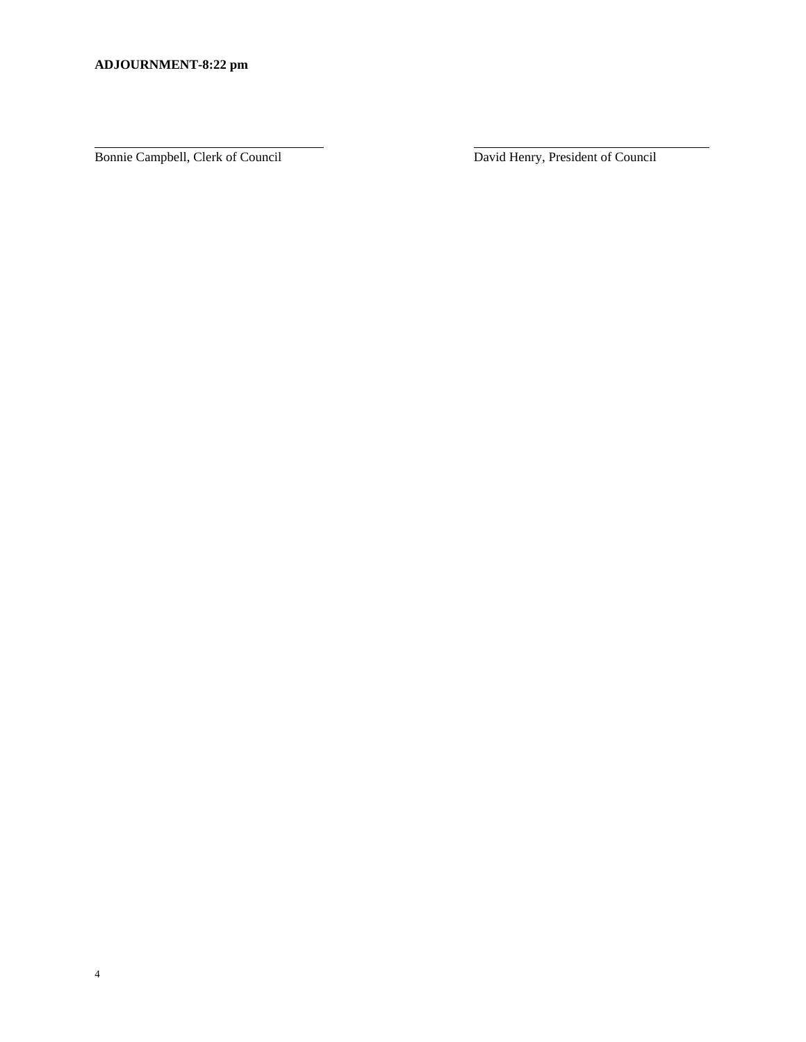**ADJOURNMENT-8:22 pm**

\_\_\_\_\_\_\_\_\_\_\_\_\_\_\_\_\_\_\_\_\_\_\_\_\_\_\_\_\_\_\_\_\_\_
Bonnie Campbell, Clerk of Council

\_\_\_\_\_\_\_\_\_\_\_\_\_\_\_\_\_\_\_\_\_\_\_\_\_\_\_\_\_\_\_\_\_\_
David Henry, President of Council